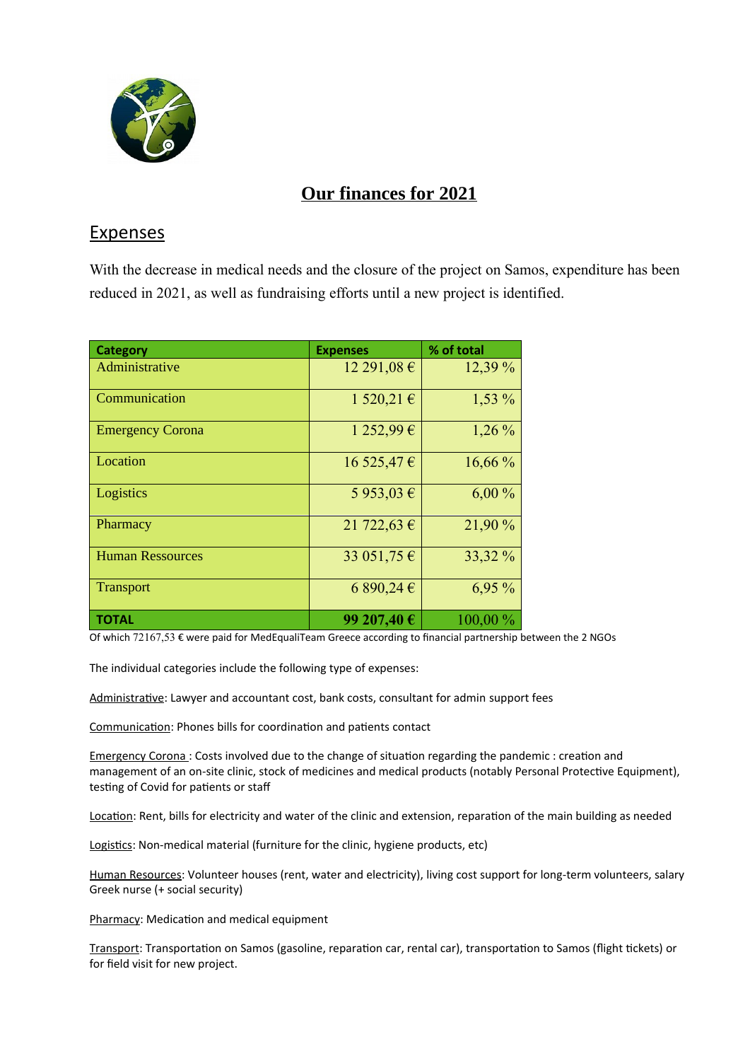# **Our finances for 2021**

## Expenses

With the decrease in medical needs and the closure of the project on Samos, expenditure has been reduced in 2021, as well as fundraising efforts until a new project is identified.

| Category | Expenses | % of total |
|---|---|---|
| Administrative | 12 291,08 € | 12,39 % |
| Communication | 1 520,21 € | 1,53 % |
| Emergency Corona | 1 252,99 € | 1,26 % |
| Location | 16 525,47 € | 16,66 % |
| Logistics | 5 953,03 € | 6,00 % |
| Pharmacy | 21 722,63 € | 21,90 % |
| Human Ressources | 33 051,75 € | 33,32 % |
| Transport | 6 890,24 € | 6,95 % |
| **TOTAL** | **99 207,40 €** | 100,00 % |

Of which 72167,53 € were paid for MedEqualiTeam Greece according to financial partnership between the 2 NGOs

The individual categories include the following type of expenses:

Administrative: Lawyer and accountant cost, bank costs, consultant for admin support fees

Communication: Phones bills for coordination and patients contact

Emergency Corona : Costs involved due to the change of situation regarding the pandemic : creation and management of an on-site clinic, stock of medicines and medical products (notably Personal Protective Equipment), testing of Covid for patients or staff

Location: Rent, bills for electricity and water of the clinic and extension, reparation of the main building as needed

Logistics: Non-medical material (furniture for the clinic, hygiene products, etc)

Human Resources: Volunteer houses (rent, water and electricity), living cost support for long-term volunteers, salary Greek nurse (+ social security)

Pharmacy: Medication and medical equipment

Transport: Transportation on Samos (gasoline, reparation car, rental car), transportation to Samos (flight tickets) or for field visit for new project.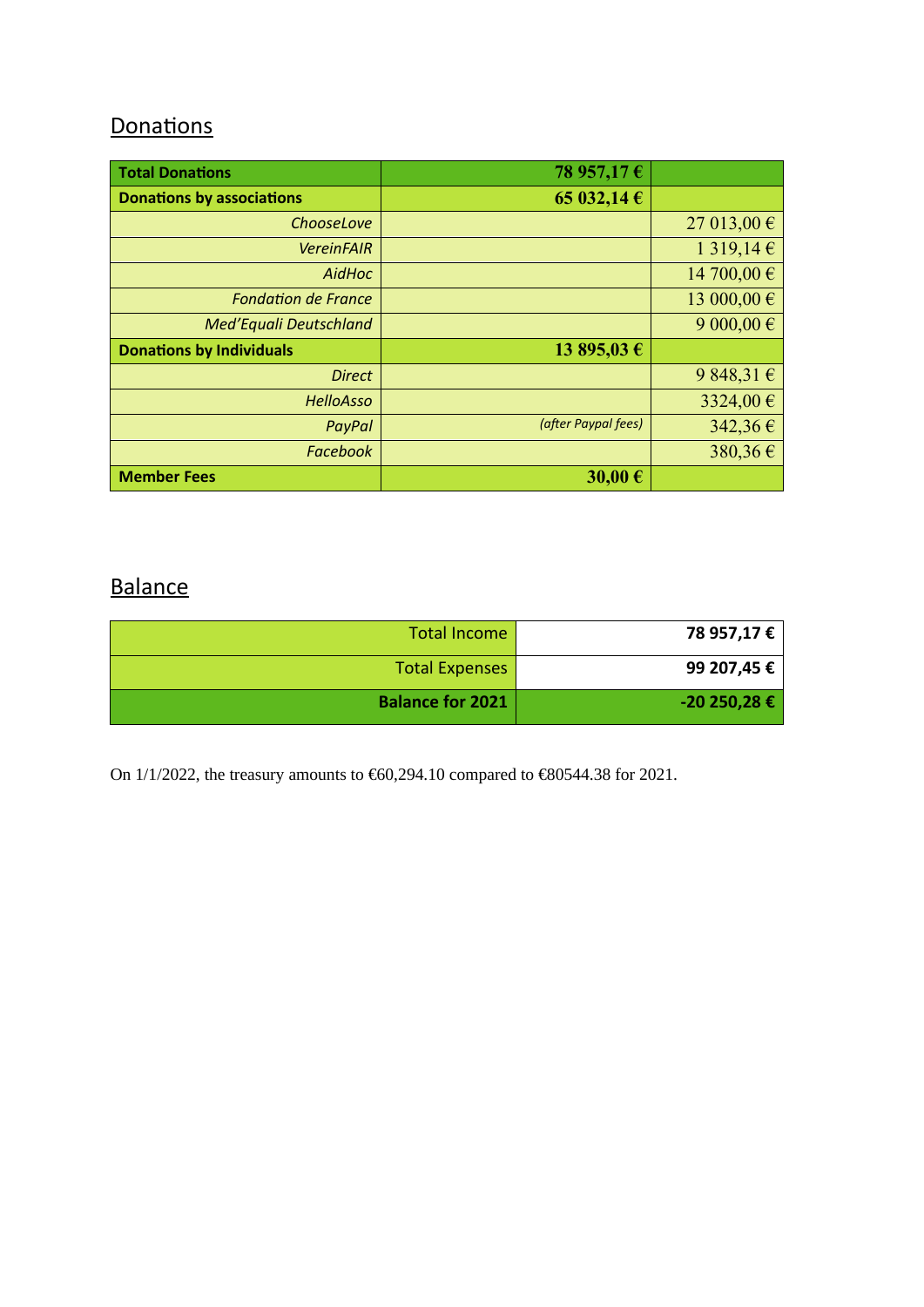## Donations

| | | |
|---|---|---|
| **Total Donations** | **78 957,17 €** | |
| **Donations by associations** | **65 032,14 €** | |
| *ChooseLove* | | 27 013,00 € |
| *VereinFAIR* | | 1 319,14 € |
| *AidHoc* | | 14 700,00 € |
| *Fondation de France* | | 13 000,00 € |
| *Med'Equali Deutschland* | | 9 000,00 € |
| **Donations by Individuals** | **13 895,03 €** | |
| *Direct* | | 9 848,31 € |
| *HelloAsso* | | 3324,00 € |
| *PayPal* | *(after Paypal fees)* | 342,36 € |
| *Facebook* | | 380,36 € |
| **Member Fees** | **30,00 €** | |

## Balance

| | |
|---|---|
| Total Income | **78 957,17 €** |
| Total Expenses | **99 207,45 €** |
| **Balance for 2021** | **-20 250,28 €** |

On 1/1/2022, the treasury amounts to €60,294.10 compared to €80544.38 for 2021.